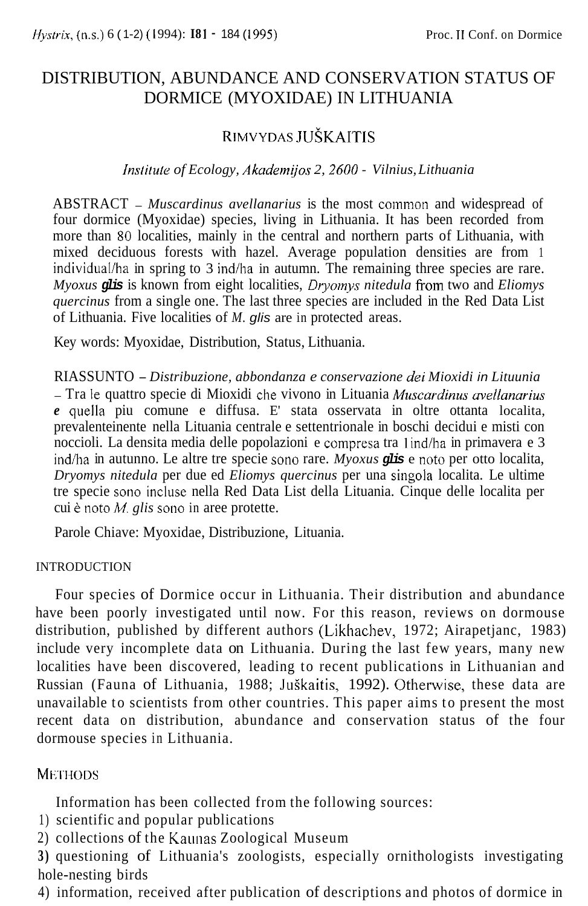# DISTRIBUTION, ABUNDANCE AND CONSERVATION STATUS OF DORMICE (MYOXIDAE) IN LITHUANIA

RIMVYDAS JUŠKAITIS

*Institute of Ecology, Akademijos 2, 2600 - Vilnius, Lithuania*

ABSTRACT – *Muscardinus avellanarius* is the most common and widespread of four dormice (Myoxidae) species, living in Lithuania. It has been recorded from more than 80 localities, mainly in the central and northern parts of Lithuania, with mixed deciduous forests with hazel. Average population densities are from 1 individual/ha in spring to 3 ind/ha in autumn. The remaining three species are rare. *Myoxus glis* is known from eight localities, *Dryomys nitedula* from two and *Eliomys quercinus* from a single one. The last three species are included in the Red Data List of Lithuania. Five localities of *M. glis* are in protected areas.

Key words: Myoxidae, Distribution, Status, Lithuania.

RIASSUNTO – *Distribuzione, abbondanza e conservazione dei Mioxidi in Lituunia* – Tra le quattro specie di Mioxidi che vivono in Lituania *Muscardinus avellanarius* e quella piu comune e diffusa. E' stata osservata in oltre ottanta localita, prevalenteinente nella Lituania centrale e settentrionale in boschi decidui e misti con noccioli. La densita media delle popolazioni e compresa tra 1 ind/ha in primavera e 3 ind/ha in autunno. Le altre tre specie sono rare. *Myoxus glis* e noto per otto localita, *Dryomys nitedula* per due ed *Eliomys quercinus* per una singola localita. Le ultime tre specie sono incluse nella Red Data List della Lituania. Cinque delle localita per cui è noto *M. glis* sono in aree protette.

Parole Chiave: Myoxidae, Distribuzione, Lituania.

## INTRODUCTION

Four species of Dormice occur in Lithuania. Their distribution and abundance have been poorly investigated until now. For this reason, reviews on dormouse distribution, published by different authors (Likhachev, 1972; Airapetjanc, 1983) include very incomplete data on Lithuania. During the last few years, many new localities have been discovered, leading to recent publications in Lithuanian and Russian (Fauna of Lithuania, 1988; Juškaitis, 1992). Otherwise, these data are unavailable to scientists from other countries. This paper aims to present the most recent data on distribution, abundance and conservation status of the four dormouse species in Lithuania.

## METHODS

Information has been collected from the following sources:

1) scientific and popular publications
2) collections of the Kaunas Zoological Museum
3) questioning of Lithuania's zoologists, especially ornithologists investigating hole-nesting birds
4) information, received after publication of descriptions and photos of dormice in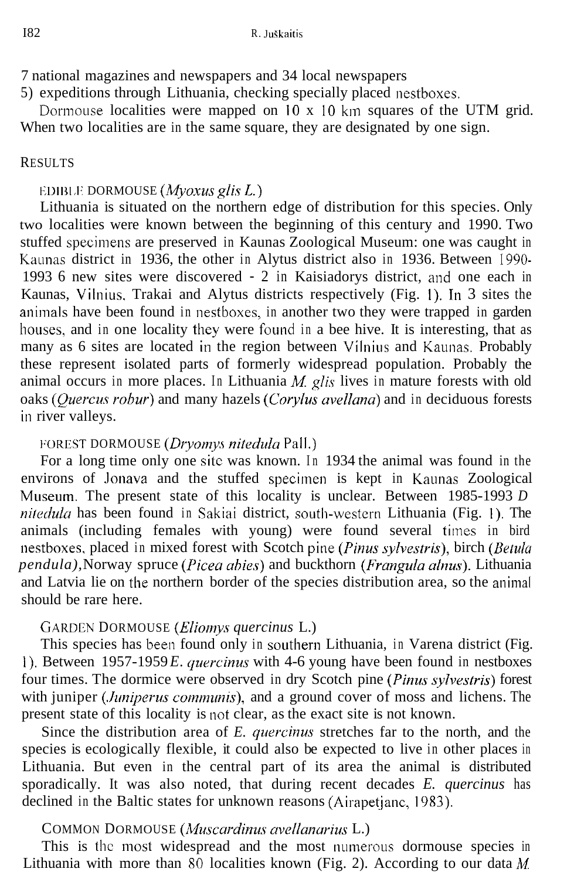7 national magazines and newspapers and 34 local newspapers

5) expeditions through Lithuania, checking specially placed nestboxes.

Dormouse localities were mapped on 10 x 10 km squares of the UTM grid. When two localities are in the same square, they are designated by one sign.

## RESULTS

### EDIBLE DORMOUSE (*Myoxus glis L.*)

Lithuania is situated on the northern edge of distribution for this species. Only two localities were known between the beginning of this century and 1990. Two stuffed specimens are preserved in Kaunas Zoological Museum: one was caught in Kaunas district in 1936, the other in Alytus district also in 1936. Between 1990-1993 6 new sites were discovered - 2 in Kaisiadorys district, and one each in Kaunas, Vilnius, Trakai and Alytus districts respectively (Fig. 1). In 3 sites the animals have been found in nestboxes, in another two they were trapped in garden houses, and in one locality they were found in a bee hive. It is interesting, that as many as 6 sites are located in the region between Vilnius and Kaunas. Probably these represent isolated parts of formerly widespread population. Probably the animal occurs in more places. In Lithuania *M. glis* lives in mature forests with old oaks (*Quercus robur*) and many hazels (*Corylus avellana*) and in deciduous forests in river valleys.

### FOREST DORMOUSE (*Dryomys nitedula* Pall.)

For a long time only one site was known. In 1934 the animal was found in the environs of Jonava and the stuffed specimen is kept in Kaunas Zoological Museum. The present state of this locality is unclear. Between 1985-1993 *D nitedula* has been found in Sakiai district, south-western Lithuania (Fig. 1). The animals (including females with young) were found several times in bird nestboxes, placed in mixed forest with Scotch pine (*Pinus sylvestris*), birch (*Betula pendula)*, Norway spruce (*Picea abies*) and buckthorn (*Frangula alnus*). Lithuania and Latvia lie on the northern border of the species distribution area, so the animal should be rare here.

### GARDEN DORMOUSE (*Eliomys quercinus* L.)

This species has been found only in southern Lithuania, in Varena district (Fig. 1). Between 1957-1959 *E. quercinus* with 4-6 young have been found in nestboxes four times. The dormice were observed in dry Scotch pine (*Pinus sylvestris*) forest with juniper (*Juniperus communis*), and a ground cover of moss and lichens. The present state of this locality is not clear, as the exact site is not known.

Since the distribution area of *E. quercinus* stretches far to the north, and the species is ecologically flexible, it could also be expected to live in other places in Lithuania. But even in the central part of its area the animal is distributed sporadically. It was also noted, that during recent decades *E. quercinus* has declined in the Baltic states for unknown reasons (Airapetjanc, 1983).

### COMMON DORMOUSE (*Muscardinus avellanarius* L.)

This is the most widespread and the most numerous dormouse species in Lithuania with more than 80 localities known (Fig. 2). According to our data *M.*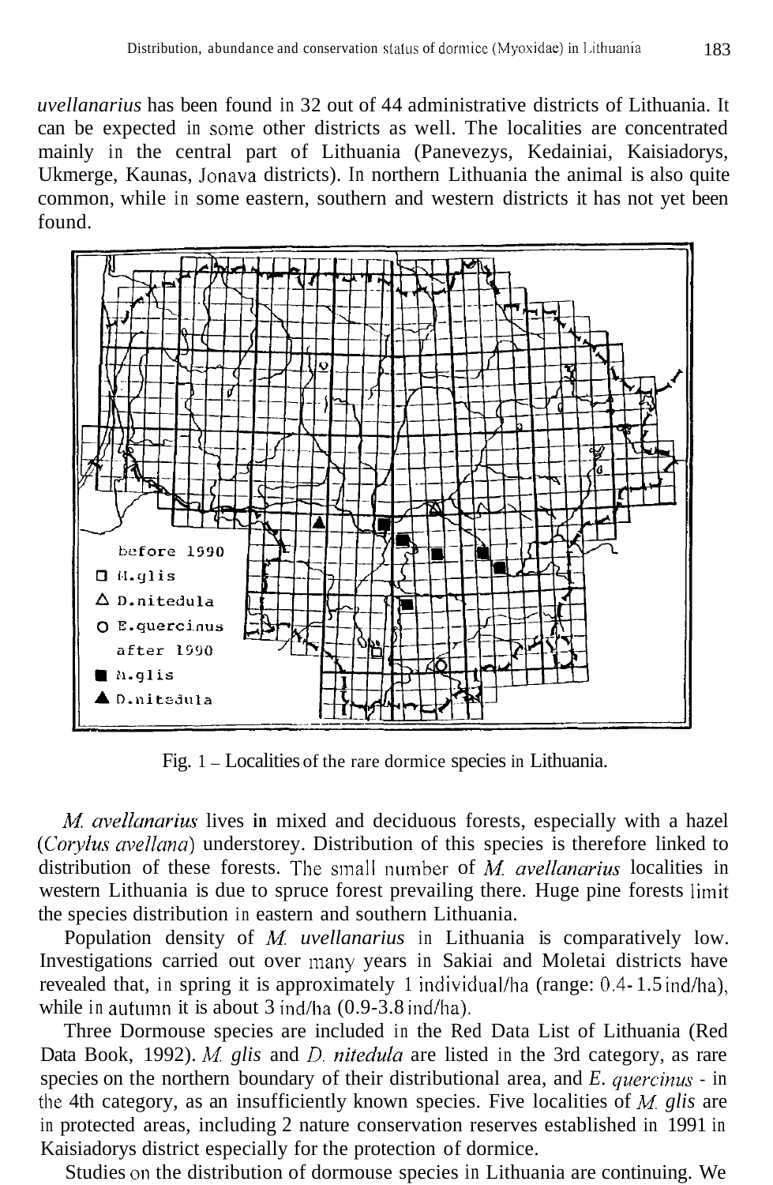*uvellanarius* has been found in 32 out of 44 administrative districts of Lithuania. It can be expected in some other districts as well. The localities are concentrated mainly in the central part of Lithuania (Panevezys, Kedainiai, Kaisiadorys, Ukmerge, Kaunas, Jonava districts). In northern Lithuania the animal is also quite common, while in some eastern, southern and western districts it has not yet been found.

Fig. 1 – Localities of the rare dormice species in Lithuania.

*M. avellanarius* lives in mixed and deciduous forests, especially with a hazel (*Corylus avellana*) understorey. Distribution of this species is therefore linked to distribution of these forests. The small number of *M. avellanarius* localities in western Lithuania is due to spruce forest prevailing there. Huge pine forests limit the species distribution in eastern and southern Lithuania.

Population density of *M. uvellanarius* in Lithuania is comparatively low. Investigations carried out over many years in Sakiai and Moletai districts have revealed that, in spring it is approximately 1 individual/ha (range: 0.4-1.5 ind/ha), while in autumn it is about 3 ind/ha (0.9-3.8 ind/ha).

Three Dormouse species are included in the Red Data List of Lithuania (Red Data Book, 1992). *M. glis* and *D. nitedula* are listed in the 3rd category, as rare species on the northern boundary of their distributional area, and *E. quercinus* - in the 4th category, as an insufficiently known species. Five localities of *M. glis* are in protected areas, including 2 nature conservation reserves established in 1991 in Kaisiadorys district especially for the protection of dormice.

Studies on the distribution of dormouse species in Lithuania are continuing. We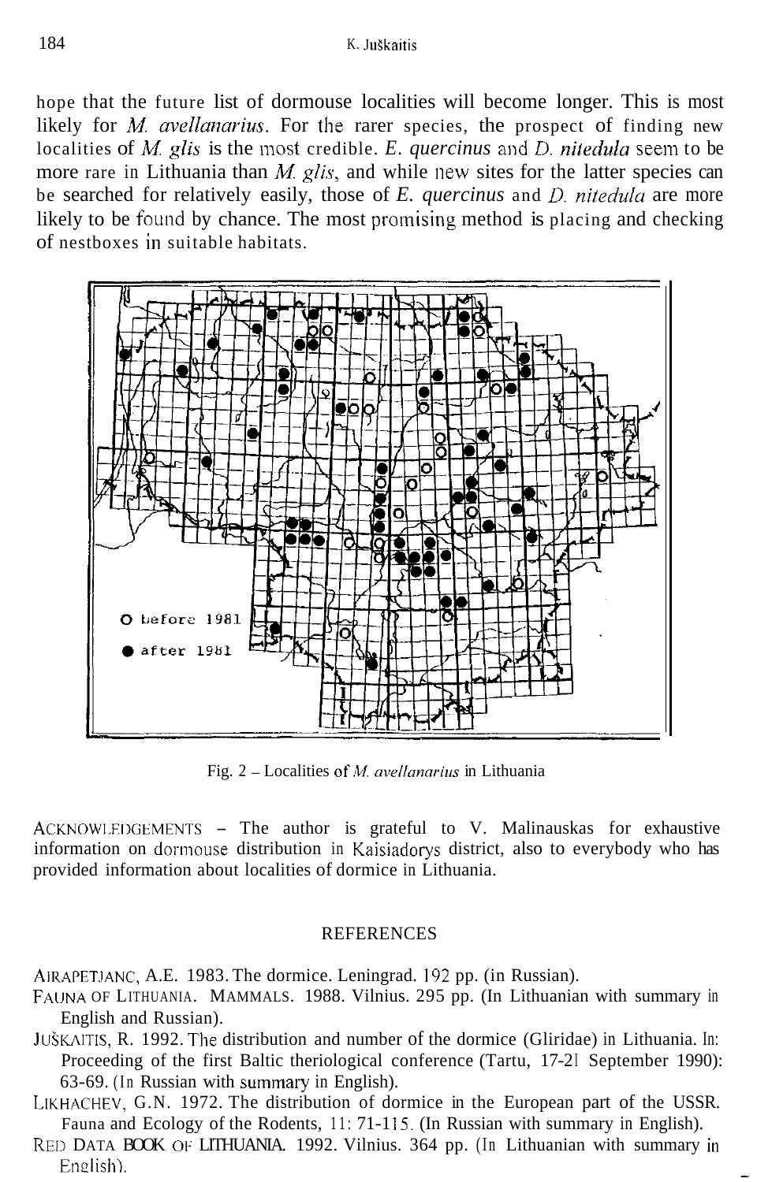hope that the future list of dormouse localities will become longer. This is most likely for *M. avellanarius*. For the rarer species, the prospect of finding new localities of *M. glis* is the most credible. *E. quercinus* and *D. nitedula* seem to be more rare in Lithuania than *M. glis*, and while new sites for the latter species can be searched for relatively easily, those of *E. quercinus* and *D. nitedula* are more likely to be found by chance. The most promising method is placing and checking of nestboxes in suitable habitats.

O before 1981

● after 1981

Fig. 2 – Localities of *M. avellanarius* in Lithuania

ACKNOWLEDGEMENTS – The author is grateful to V. Malinauskas for exhaustive information on dormouse distribution in Kaisiadorys district, also to everybody who has provided information about localities of dormice in Lithuania.

## REFERENCES

AIRAPETJANC, A.E. 1983. The dormice. Leningrad. 192 pp. (in Russian).

FAUNA OF LITHUANIA. MAMMALS. 1988. Vilnius. 295 pp. (In Lithuanian with summary in English and Russian).

JUŠKAITIS, R. 1992. The distribution and number of the dormice (Gliridae) in Lithuania. In: Proceeding of the first Baltic theriological conference (Tartu, 17-21 September 1990): 63-69. (In Russian with summary in English).

LIKHACHEV, G.N. 1972. The distribution of dormice in the European part of the USSR. Fauna and Ecology of the Rodents, 11: 71-115. (In Russian with summary in English).

RED DATA BOOK OF LITHUANIA. 1992. Vilnius. 364 pp. (In Lithuanian with summary in English).